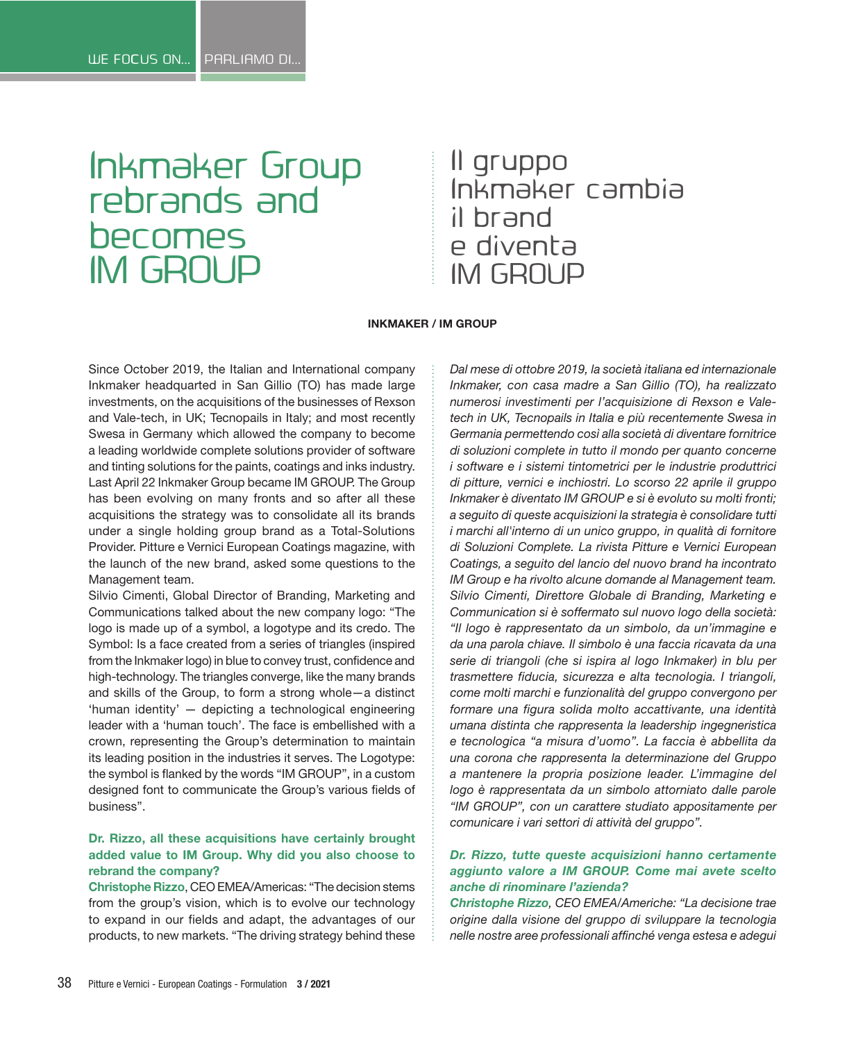# Inkmaker Group rebrands and becomes IM GROUP

# Il gruppo Inkmaker cambia il brand e diventa IM GROUP

**INKMAKER / IM GROUP**

Since October 2019, the Italian and International company Inkmaker headquarted in San Gillio (TO) has made large investments, on the acquisitions of the businesses of Rexson and Vale-tech, in UK; Tecnopails in Italy; and most recently Swesa in Germany which allowed the company to become a leading worldwide complete solutions provider of software and tinting solutions for the paints, coatings and inks industry. Last April 22 Inkmaker Group became IM GROUP. The Group has been evolving on many fronts and so after all these acquisitions the strategy was to consolidate all its brands under a single holding group brand as a Total-Solutions Provider. Pitture e Vernici European Coatings magazine, with the launch of the new brand, asked some questions to the Management team.

Silvio Cimenti, Global Director of Branding, Marketing and Communications talked about the new company logo: "The logo is made up of a symbol, a logotype and its credo. The Symbol: Is a face created from a series of triangles (inspired from the Inkmaker logo) in blue to convey trust, confidence and high-technology. The triangles converge, like the many brands and skills of the Group, to form a strong whole—a distinct 'human identity' — depicting a technological engineering leader with a 'human touch'. The face is embellished with a crown, representing the Group's determination to maintain its leading position in the industries it serves. The Logotype: the symbol is flanked by the words "IM GROUP", in a custom designed font to communicate the Group's various fields of business".

**Dr. Rizzo, all these acquisitions have certainly brought added value to IM Group. Why did you also choose to rebrand the company?**

**Christophe Rizzo**, CEO EMEA/Americas: "The decision stems from the group's vision, which is to evolve our technology to expand in our fields and adapt, the advantages of our products, to new markets. "The driving strategy behind these

*Dal mese di ottobre 2019, la società italiana ed internazionale Inkmaker, con casa madre a San Gillio (TO), ha realizzato numerosi investimenti per l'acquisizione di Rexson e Vale-tech in UK, Tecnopails in Italia e più recentemente Swesa in Germania permettendo così alla società di diventare fornitrice di soluzioni complete in tutto il mondo per quanto concerne i software e i sistemi tintometrici per le industrie produttrici di pitture, vernici e inchiostri. Lo scorso 22 aprile il gruppo Inkmaker è diventato IM GROUP e si è evoluto su molti fronti; a seguito di queste acquisizioni la strategia è consolidare tutti i marchi all'interno di un unico gruppo, in qualità di fornitore di Soluzioni Complete. La rivista Pitture e Vernici European Coatings, a seguito del lancio del nuovo brand ha incontrato IM Group e ha rivolto alcune domande al Management team.*

*Silvio Cimenti, Direttore Globale di Branding, Marketing e Communication si è soffermato sul nuovo logo della società: "Il logo è rappresentato da un simbolo, da un'immagine e da una parola chiave. Il simbolo è una faccia ricavata da una serie di triangoli (che si ispira al logo Inkmaker) in blu per trasmettere fiducia, sicurezza e alta tecnologia. I triangoli, come molti marchi e funzionalità del gruppo convergono per formare una figura solida molto accattivante, una identità umana distinta che rappresenta la leadership ingegneristica e tecnologica "a misura d'uomo". La faccia è abbellita da una corona che rappresenta la determinazione del Gruppo a mantenere la propria posizione leader. L'immagine del logo è rappresentata da un simbolo attorniato dalle parole "IM GROUP", con un carattere studiato appositamente per comunicare i vari settori di attività del gruppo".*

***Dr. Rizzo, tutte queste acquisizioni hanno certamente aggiunto valore a IM GROUP. Come mai avete scelto anche di rinominare l'azienda?***

***Christophe Rizzo**, CEO EMEA/Americhe: "La decisione trae origine dalla visione del gruppo di sviluppare la tecnologia nelle nostre aree professionali affinché venga estesa e adegui*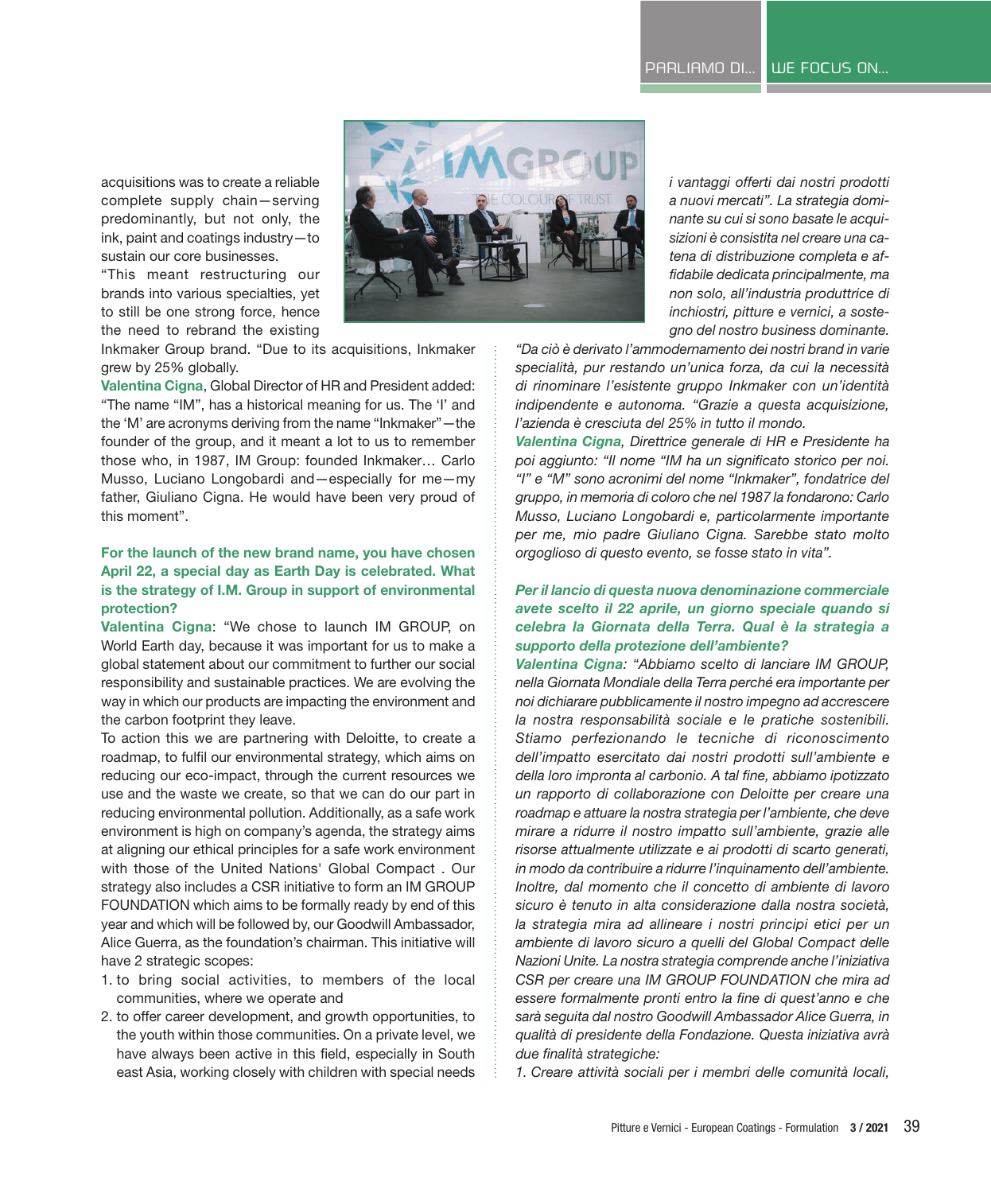acquisitions was to create a reliable complete supply chain—serving predominantly, but not only, the ink, paint and coatings industry—to sustain our core businesses.

"This meant restructuring our brands into various specialties, yet to still be one strong force, hence the need to rebrand the existing Inkmaker Group brand. "Due to its acquisitions, Inkmaker grew by 25% globally.

**Valentina Cigna**, Global Director of HR and President added: "The name "IM", has a historical meaning for us. The 'I' and the 'M' are acronyms deriving from the name "Inkmaker"—the founder of the group, and it meant a lot to us to remember those who, in 1987, IM Group: founded Inkmaker… Carlo Musso, Luciano Longobardi and—especially for me—my father, Giuliano Cigna. He would have been very proud of this moment".

**For the launch of the new brand name, you have chosen April 22, a special day as Earth Day is celebrated. What is the strategy of I.M. Group in support of environmental protection?**

**Valentina Cigna**: "We chose to launch IM GROUP, on World Earth day, because it was important for us to make a global statement about our commitment to further our social responsibility and sustainable practices. We are evolving the way in which our products are impacting the environment and the carbon footprint they leave.

To action this we are partnering with Deloitte, to create a roadmap, to fulfil our environmental strategy, which aims on reducing our eco-impact, through the current resources we use and the waste we create, so that we can do our part in reducing environmental pollution. Additionally, as a safe work environment is high on company's agenda, the strategy aims at aligning our ethical principles for a safe work environment with those of the United Nations' Global Compact . Our strategy also includes a CSR initiative to form an IM GROUP FOUNDATION which aims to be formally ready by end of this year and which will be followed by, our Goodwill Ambassador, Alice Guerra, as the foundation's chairman. This initiative will have 2 strategic scopes:

1. to bring social activities, to members of the local communities, where we operate and
2. to offer career development, and growth opportunities, to the youth within those communities. On a private level, we have always been active in this field, especially in South east Asia, working closely with children with special needs

*i vantaggi offerti dai nostri prodotti a nuovi mercati". La strategia dominante su cui si sono basate le acquisizioni è consistita nel creare una catena di distribuzione completa e affidabile dedicata principalmente, ma non solo, all'industria produttrice di inchiostri, pitture e vernici, a sostegno del nostro business dominante.*

*"Da ciò è derivato l'ammodernamento dei nostri brand in varie specialità, pur restando un'unica forza, da cui la necessità di rinominare l'esistente gruppo Inkmaker con un'identità indipendente e autonoma. "Grazie a questa acquisizione, l'azienda è cresciuta del 25% in tutto il mondo.*

***Valentina Cigna**, Direttrice generale di HR e Presidente ha poi aggiunto: "Il nome "IM ha un significato storico per noi. "I" e "M" sono acronimi del nome "Inkmaker", fondatrice del gruppo, in memoria di coloro che nel 1987 la fondarono: Carlo Musso, Luciano Longobardi e, particolarmente importante per me, mio padre Giuliano Cigna. Sarebbe stato molto orgoglioso di questo evento, se fosse stato in vita".*

***Per il lancio di questa nuova denominazione commerciale avete scelto il 22 aprile, un giorno speciale quando si celebra la Giornata della Terra. Qual è la strategia a supporto della protezione dell'ambiente?***

***Valentina Cigna**: "Abbiamo scelto di lanciare IM GROUP, nella Giornata Mondiale della Terra perché era importante per noi dichiarare pubblicamente il nostro impegno ad accrescere la nostra responsabilità sociale e le pratiche sostenibili. Stiamo perfezionando le tecniche di riconoscimento dell'impatto esercitato dai nostri prodotti sull'ambiente e della loro impronta al carbonio. A tal fine, abbiamo ipotizzato un rapporto di collaborazione con Deloitte per creare una roadmap e attuare la nostra strategia per l'ambiente, che deve mirare a ridurre il nostro impatto sull'ambiente, grazie alle risorse attualmente utilizzate e ai prodotti di scarto generati, in modo da contribuire a ridurre l'inquinamento dell'ambiente. Inoltre, dal momento che il concetto di ambiente di lavoro sicuro è tenuto in alta considerazione dalla nostra società, la strategia mira ad allineare i nostri principi etici per un ambiente di lavoro sicuro a quelli del Global Compact delle Nazioni Unite. La nostra strategia comprende anche l'iniziativa CSR per creare una IM GROUP FOUNDATION che mira ad essere formalmente pronti entro la fine di quest'anno e che sarà seguita dal nostro Goodwill Ambassador Alice Guerra, in qualità di presidente della Fondazione. Questa iniziativa avrà due finalità strategiche:*

*1. Creare attività sociali per i membri delle comunità locali,*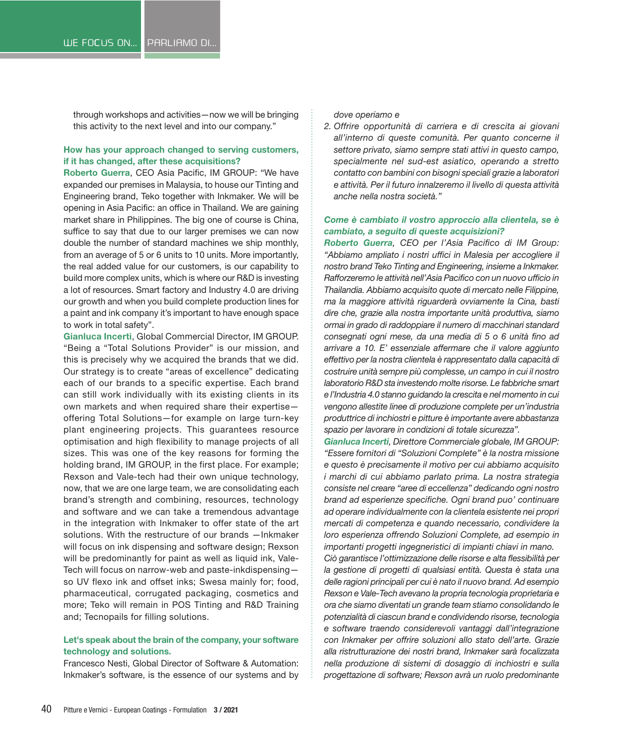through workshops and activities—now we will be bringing this activity to the next level and into our company."

**How has your approach changed to serving customers, if it has changed, after these acquisitions?**

**Roberto Guerra**, CEO Asia Pacific, IM GROUP: "We have expanded our premises in Malaysia, to house our Tinting and Engineering brand, Teko together with Inkmaker. We will be opening in Asia Pacific: an office in Thailand. We are gaining market share in Philippines. The big one of course is China, suffice to say that due to our larger premises we can now double the number of standard machines we ship monthly, from an average of 5 or 6 units to 10 units. More importantly, the real added value for our customers, is our capability to build more complex units, which is where our R&D is investing a lot of resources. Smart factory and Industry 4.0 are driving our growth and when you build complete production lines for a paint and ink company it's important to have enough space to work in total safety".

**Gianluca Incerti**, Global Commercial Director, IM GROUP. "Being a "Total Solutions Provider" is our mission, and this is precisely why we acquired the brands that we did. Our strategy is to create "areas of excellence" dedicating each of our brands to a specific expertise. Each brand can still work individually with its existing clients in its own markets and when required share their expertise—offering Total Solutions—for example on large turn-key plant engineering projects. This guarantees resource optimisation and high flexibility to manage projects of all sizes. This was one of the key reasons for forming the holding brand, IM GROUP, in the first place. For example; Rexson and Vale-tech had their own unique technology, now, that we are one large team, we are consolidating each brand's strength and combining, resources, technology and software and we can take a tremendous advantage in the integration with Inkmaker to offer state of the art solutions. With the restructure of our brands —Inkmaker will focus on ink dispensing and software design; Rexson will be predominantly for paint as well as liquid ink, Vale-Tech will focus on narrow-web and paste-inkdispensing—so UV flexo ink and offset inks; Swesa mainly for; food, pharmaceutical, corrugated packaging, cosmetics and more; Teko will remain in POS Tinting and R&D Training and; Tecnopails for filling solutions.

**Let's speak about the brain of the company, your software technology and solutions.**

Francesco Nesti, Global Director of Software & Automation: Inkmaker's software, is the essence of our systems and by

*dove operiamo e*

2. *Offrire opportunità di carriera e di crescita ai giovani all'interno di queste comunità. Per quanto concerne il settore privato, siamo sempre stati attivi in questo campo, specialmente nel sud-est asiatico, operando a stretto contatto con bambini con bisogni speciali grazie a laboratori e attività. Per il futuro innalzeremo il livello di questa attività anche nella nostra società."*

***Come è cambiato il vostro approccio alla clientela, se è cambiato, a seguito di queste acquisizioni?***

***Roberto Guerra**, CEO per l'Asia Pacifico di IM Group: "Abbiamo ampliato i nostri uffici in Malesia per accogliere il nostro brand Teko Tinting and Engineering, insieme a Inkmaker. Rafforzeremo le attività nell'Asia Pacifico con un nuovo ufficio in Thailandia. Abbiamo acquisito quote di mercato nelle Filippine, ma la maggiore attività riguarderà ovviamente la Cina, basti dire che, grazie alla nostra importante unità produttiva, siamo ormai in grado di raddoppiare il numero di macchinari standard consegnati ogni mese, da una media di 5 o 6 unità fino ad arrivare a 10. E' essenziale affermare che il valore aggiunto effettivo per la nostra clientela è rappresentato dalla capacità di costruire unità sempre più complesse, un campo in cui il nostro laboratorio R&D sta investendo molte risorse. Le fabbriche smart e l'Industria 4.0 stanno guidando la crescita e nel momento in cui vengono allestite linee di produzione complete per un'industria produttrice di inchiostri e pitture è importante avere abbastanza spazio per lavorare in condizioni di totale sicurezza".*

***Gianluca Incerti**, Direttore Commerciale globale, IM GROUP: "Essere fornitori di "Soluzioni Complete" è la nostra missione e questo è precisamente il motivo per cui abbiamo acquisito i marchi di cui abbiamo parlato prima. La nostra strategia consiste nel creare "aree di eccellenza" dedicando ogni nostro brand ad esperienze specifiche. Ogni brand puo' continuare ad operare individualmente con la clientela esistente nei propri mercati di competenza e quando necessario, condividere la loro esperienza offrendo Soluzioni Complete, ad esempio in importanti progetti ingegneristici di impianti chiavi in mano.*

*Ciò garantisce l'ottimizzazione delle risorse e alta flessibilità per la gestione di progetti di qualsiasi entità. Questa è stata una delle ragioni principali per cui è nato il nuovo brand. Ad esempio Rexson e Vale-Tech avevano la propria tecnologia proprietaria e ora che siamo diventati un grande team stiamo consolidando le potenzialità di ciascun brand e condividendo risorse, tecnologia e software traendo considerevoli vantaggi dall'integrazione con Inkmaker per offrire soluzioni allo stato dell'arte. Grazie alla ristrutturazione dei nostri brand, Inkmaker sarà focalizzata nella produzione di sistemi di dosaggio di inchiostri e sulla progettazione di software; Rexson avrà un ruolo predominante*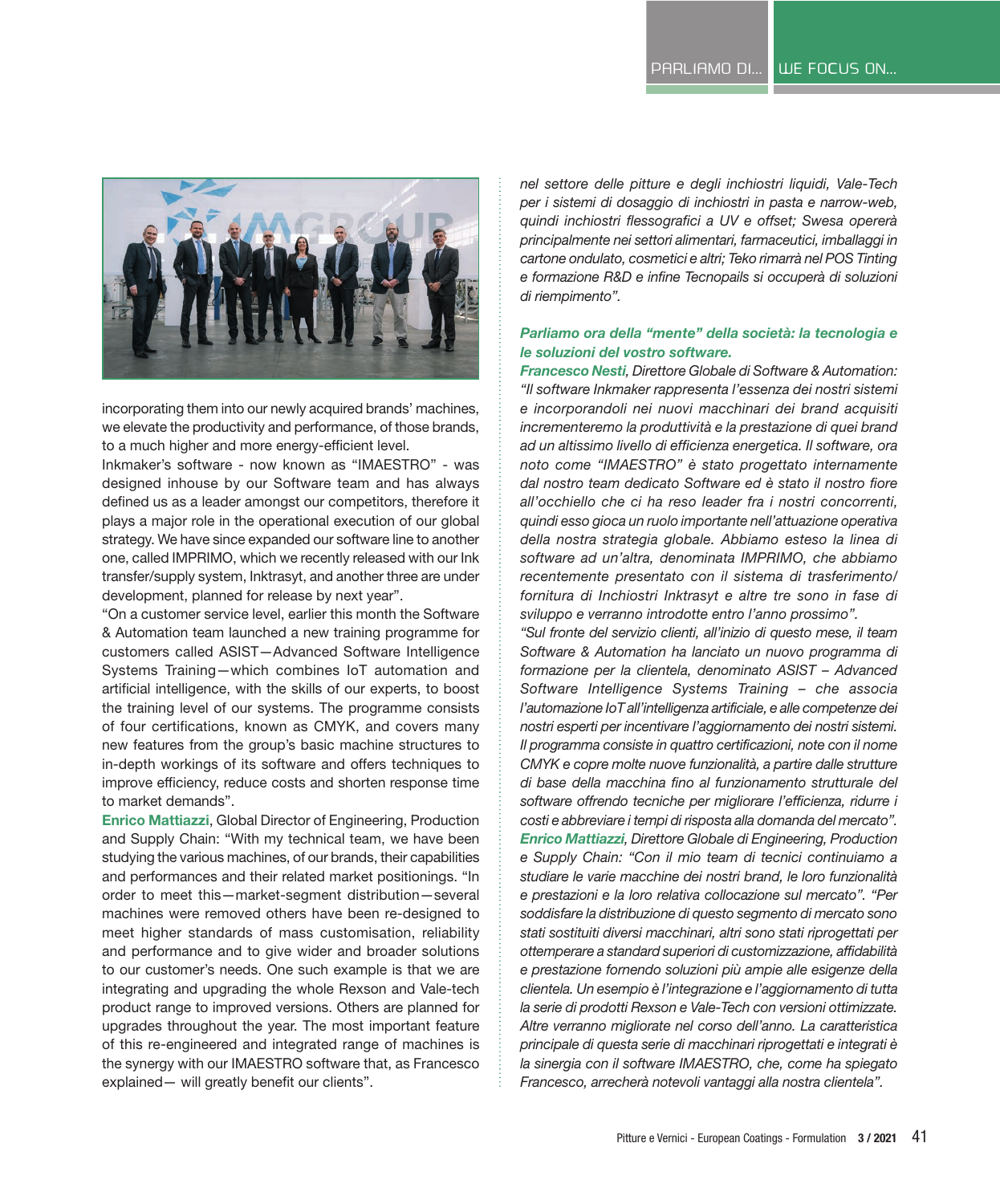incorporating them into our newly acquired brands' machines, we elevate the productivity and performance, of those brands, to a much higher and more energy-efficient level.

Inkmaker's software - now known as "IMAESTRO" - was designed inhouse by our Software team and has always defined us as a leader amongst our competitors, therefore it plays a major role in the operational execution of our global strategy. We have since expanded our software line to another one, called IMPRIMO, which we recently released with our Ink transfer/supply system, Inktrasyt, and another three are under development, planned for release by next year".

"On a customer service level, earlier this month the Software & Automation team launched a new training programme for customers called ASIST—Advanced Software Intelligence Systems Training—which combines IoT automation and artificial intelligence, with the skills of our experts, to boost the training level of our systems. The programme consists of four certifications, known as CMYK, and covers many new features from the group's basic machine structures to in-depth workings of its software and offers techniques to improve efficiency, reduce costs and shorten response time to market demands".

**Enrico Mattiazzi**, Global Director of Engineering, Production and Supply Chain: "With my technical team, we have been studying the various machines, of our brands, their capabilities and performances and their related market positionings. "In order to meet this—market-segment distribution—several machines were removed others have been re-designed to meet higher standards of mass customisation, reliability and performance and to give wider and broader solutions to our customer's needs. One such example is that we are integrating and upgrading the whole Rexson and Vale-tech product range to improved versions. Others are planned for upgrades throughout the year. The most important feature of this re-engineered and integrated range of machines is the synergy with our IMAESTRO software that, as Francesco explained— will greatly benefit our clients".

*nel settore delle pitture e degli inchiostri liquidi, Vale-Tech per i sistemi di dosaggio di inchiostri in pasta e narrow-web, quindi inchiostri flessografici a UV e offset; Swesa opererà principalmente nei settori alimentari, farmaceutici, imballaggi in cartone ondulato, cosmetici e altri; Teko rimarrà nel POS Tinting e formazione R&D e infine Tecnopails si occuperà di soluzioni di riempimento".*

***Parliamo ora della "mente" della società: la tecnologia e le soluzioni del vostro software.***

***Francesco Nesti****, Direttore Globale di Software & Automation: "Il software Inkmaker rappresenta l'essenza dei nostri sistemi e incorporandoli nei nuovi macchinari dei brand acquisiti incrementeremo la produttività e la prestazione di quei brand ad un altissimo livello di efficienza energetica. Il software, ora noto come "IMAESTRO" è stato progettato internamente dal nostro team dedicato Software ed è stato il nostro fiore all'occhiello che ci ha reso leader fra i nostri concorrenti, quindi esso gioca un ruolo importante nell'attuazione operativa della nostra strategia globale. Abbiamo esteso la linea di software ad un'altra, denominata IMPRIMO, che abbiamo recentemente presentato con il sistema di trasferimento/fornitura di Inchiostri Inktrasyt e altre tre sono in fase di sviluppo e verranno introdotte entro l'anno prossimo".*

*"Sul fronte del servizio clienti, all'inizio di questo mese, il team Software & Automation ha lanciato un nuovo programma di formazione per la clientela, denominato ASIST – Advanced Software Intelligence Systems Training – che associa l'automazione IoT all'intelligenza artificiale, e alle competenze dei nostri esperti per incentivare l'aggiornamento dei nostri sistemi. Il programma consiste in quattro certificazioni, note con il nome CMYK e copre molte nuove funzionalità, a partire dalle strutture di base della macchina fino al funzionamento strutturale del software offrendo tecniche per migliorare l'efficienza, ridurre i costi e abbreviare i tempi di risposta alla domanda del mercato".*

***Enrico Mattiazzi****, Direttore Globale di Engineering, Production e Supply Chain: "Con il mio team di tecnici continuiamo a studiare le varie macchine dei nostri brand, le loro funzionalità e prestazioni e la loro relativa collocazione sul mercato". "Per soddisfare la distribuzione di questo segmento di mercato sono stati sostituiti diversi macchinari, altri sono stati riprogettati per ottemperare a standard superiori di customizzazione, affidabilità e prestazione fornendo soluzioni più ampie alle esigenze della clientela. Un esempio è l'integrazione e l'aggiornamento di tutta la serie di prodotti Rexson e Vale-Tech con versioni ottimizzate. Altre verranno migliorate nel corso dell'anno. La caratteristica principale di questa serie di macchinari riprogettati e integrati è la sinergia con il software IMAESTRO, che, come ha spiegato Francesco, arrecherà notevoli vantaggi alla nostra clientela".*